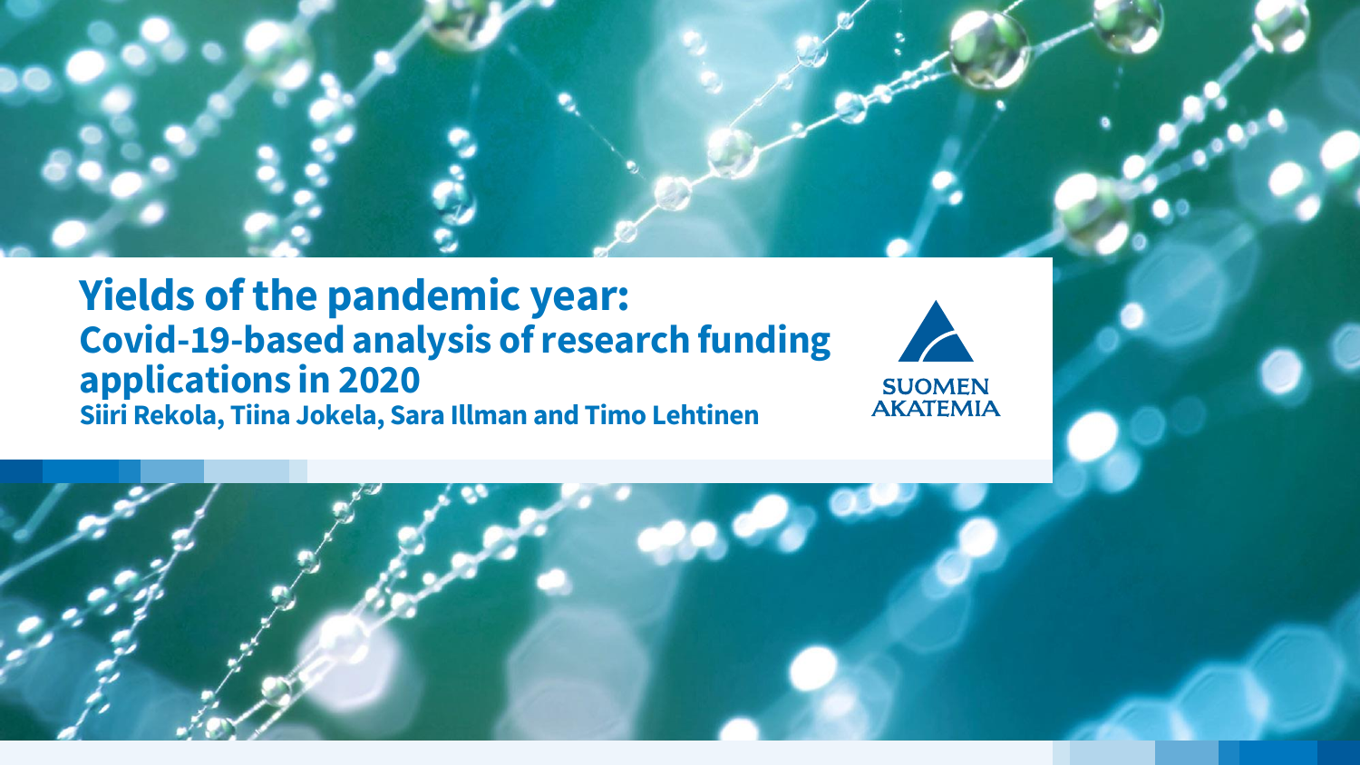# Yields of the pandemic year:

## Covid-19-based analysis of research funding applications in 2020

**Siiri Rekola, Tiina Jokela, Sara Illman and Timo Lehtinen**

SUOMEN AKATEMIA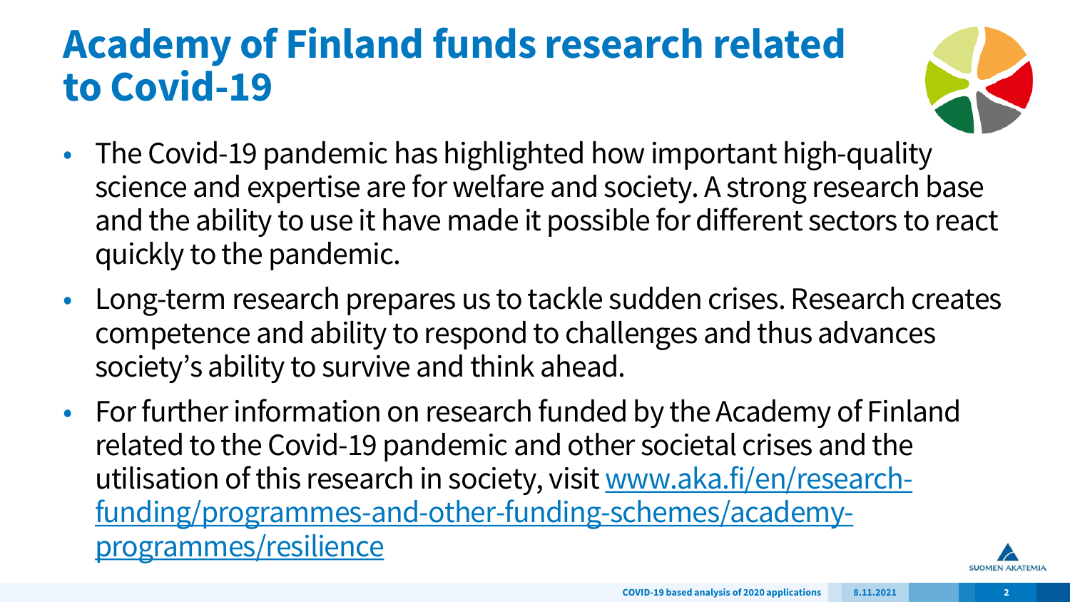# Academy of Finland funds research related to Covid-19

- The Covid-19 pandemic has highlighted how important high-quality science and expertise are for welfare and society. A strong research base and the ability to use it have made it possible for different sectors to react quickly to the pandemic.
- Long-term research prepares us to tackle sudden crises. Research creates competence and ability to respond to challenges and thus advances society's ability to survive and think ahead.
- For further information on research funded by the Academy of Finland related to the Covid-19 pandemic and other societal crises and the utilisation of this research in society, visit [www.aka.fi/en/research-funding/programmes-and-other-funding-schemes/academy-programmes/resilience](www.aka.fi/en/research-funding/programmes-and-other-funding-schemes/academy-programmes/resilience)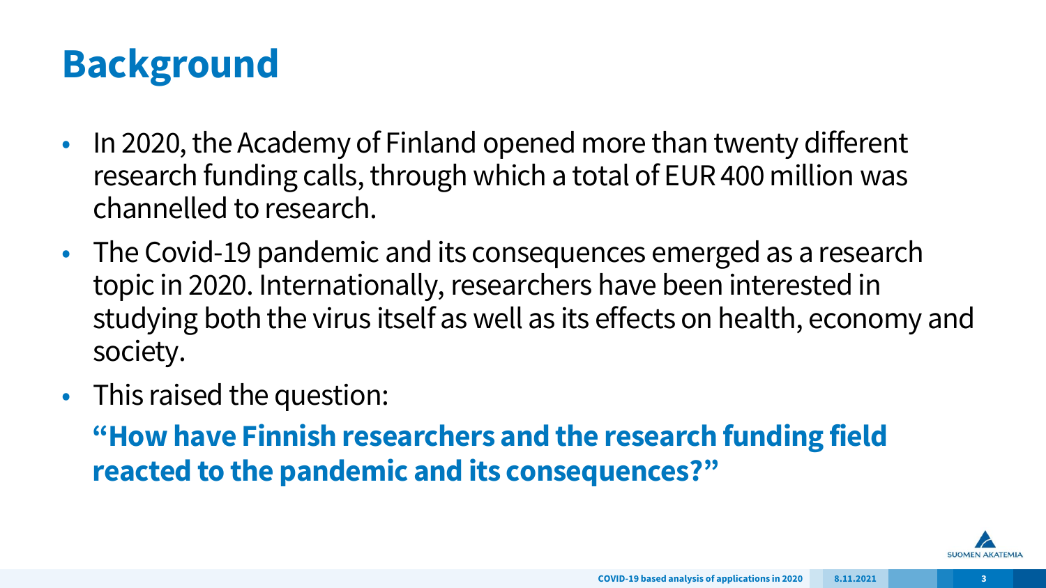# Background

- In 2020, the Academy of Finland opened more than twenty different research funding calls, through which a total of EUR 400 million was channelled to research.
- The Covid-19 pandemic and its consequences emerged as a research topic in 2020. Internationally, researchers have been interested in studying both the virus itself as well as its effects on health, economy and society.
- This raised the question:

  **"How have Finnish researchers and the research funding field reacted to the pandemic and its consequences?"**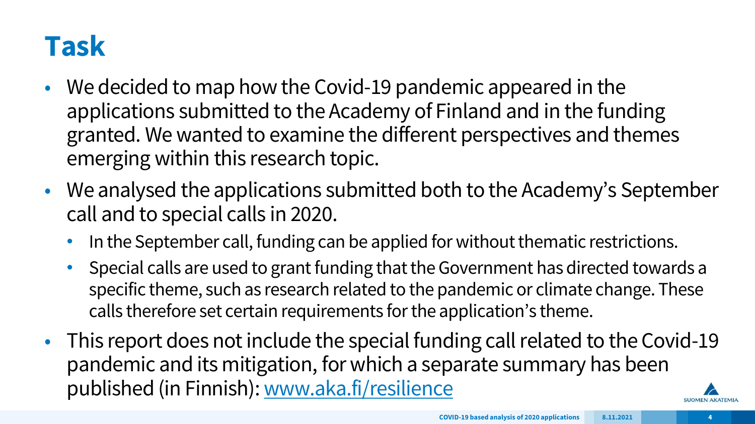# Task

- We decided to map how the Covid-19 pandemic appeared in the applications submitted to the Academy of Finland and in the funding granted. We wanted to examine the different perspectives and themes emerging within this research topic.
- We analysed the applications submitted both to the Academy's September call and to special calls in 2020.
  - In the September call, funding can be applied for without thematic restrictions.
  - Special calls are used to grant funding that the Government has directed towards a specific theme, such as research related to the pandemic or climate change. These calls therefore set certain requirements for the application's theme.
- This report does not include the special funding call related to the Covid-19 pandemic and its mitigation, for which a separate summary has been published (in Finnish): [www.aka.fi/resilience](http://www.aka.fi/resilience)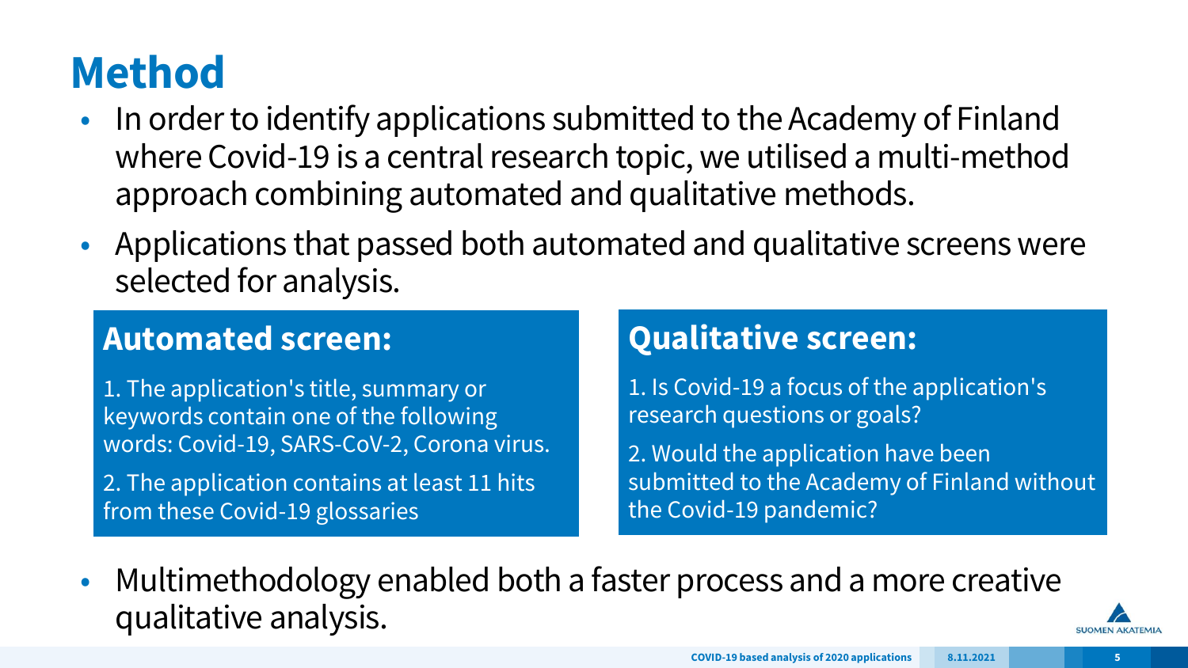# Method

- In order to identify applications submitted to the Academy of Finland where Covid-19 is a central research topic, we utilised a multi-method approach combining automated and qualitative methods.
- Applications that passed both automated and qualitative screens were selected for analysis.

## Automated screen:

1. The application's title, summary or keywords contain one of the following words: Covid-19, SARS-CoV-2, Corona virus.
2. The application contains at least 11 hits from these Covid-19 glossaries

## Qualitative screen:

1. Is Covid-19 a focus of the application's research questions or goals?
2. Would the application have been submitted to the Academy of Finland without the Covid-19 pandemic?

- Multimethodology enabled both a faster process and a more creative qualitative analysis.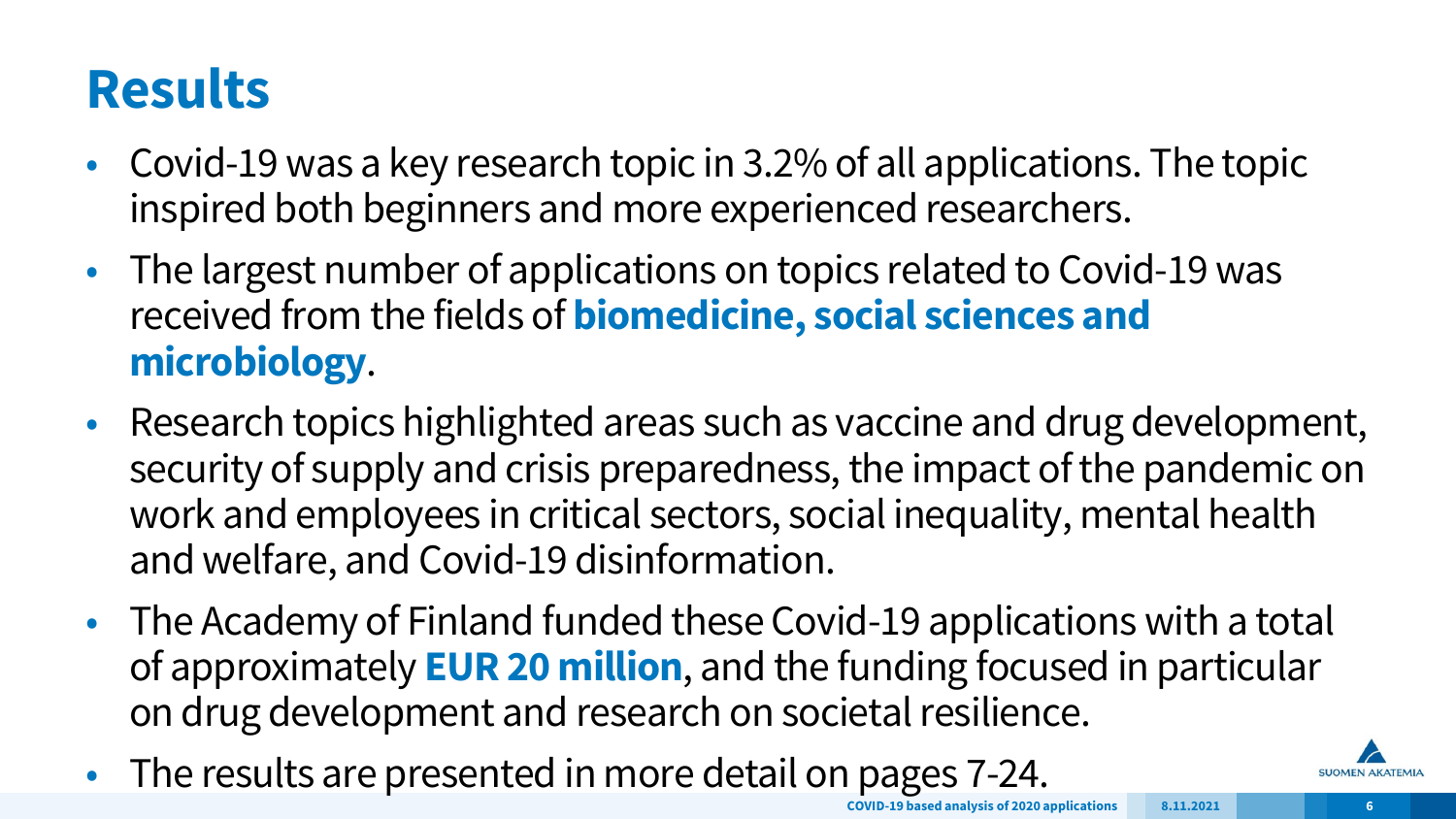# Results

- Covid-19 was a key research topic in 3.2% of all applications. The topic inspired both beginners and more experienced researchers.
- The largest number of applications on topics related to Covid-19 was received from the fields of **biomedicine, social sciences and microbiology**.
- Research topics highlighted areas such as vaccine and drug development, security of supply and crisis preparedness, the impact of the pandemic on work and employees in critical sectors, social inequality, mental health and welfare, and Covid-19 disinformation.
- The Academy of Finland funded these Covid-19 applications with a total of approximately **EUR 20 million**, and the funding focused in particular on drug development and research on societal resilience.
- The results are presented in more detail on pages 7-24.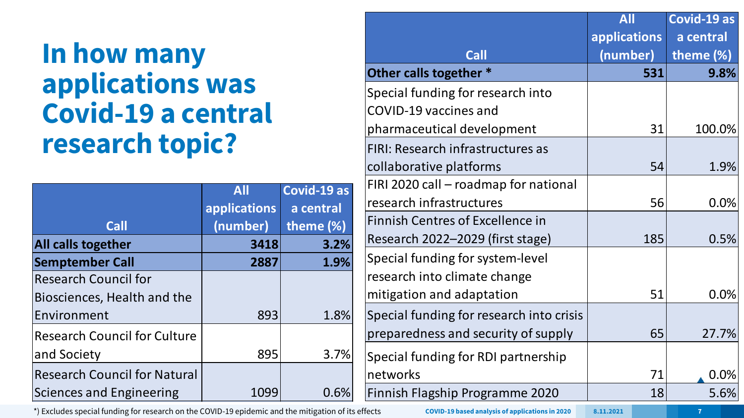# In how many applications was Covid-19 a central research topic?

| Call | All applications (number) | Covid-19 as a central theme (%) |
|---|---|---|
| **All calls together** | **3418** | **3.2%** |
| **Semptember Call** | **2887** | **1.9%** |
| Research Council for Biosciences, Health and the Environment | 893 | 1.8% |
| Research Council for Culture and Society | 895 | 3.7% |
| Research Council for Natural Sciences and Engineering | 1099 | 0.6% |

| Call | All applications (number) | Covid-19 as a central theme (%) |
|---|---|---|
| **Other calls together *** | **531** | **9.8%** |
| Special funding for research into COVID-19 vaccines and pharmaceutical development | 31 | 100.0% |
| FIRI: Research infrastructures as collaborative platforms | 54 | 1.9% |
| FIRI 2020 call – roadmap for national research infrastructures | 56 | 0.0% |
| Finnish Centres of Excellence in Research 2022–2029 (first stage) | 185 | 0.5% |
| Special funding for system-level research into climate change mitigation and adaptation | 51 | 0.0% |
| Special funding for research into crisis preparedness and security of supply | 65 | 27.7% |
| Special funding for RDI partnership networks | 71 | 0.0% |
| Finnish Flagship Programme 2020 | 18 | 5.6% |

*) Excludes special funding for research on the COVID-19 epidemic and the mitigation of its effects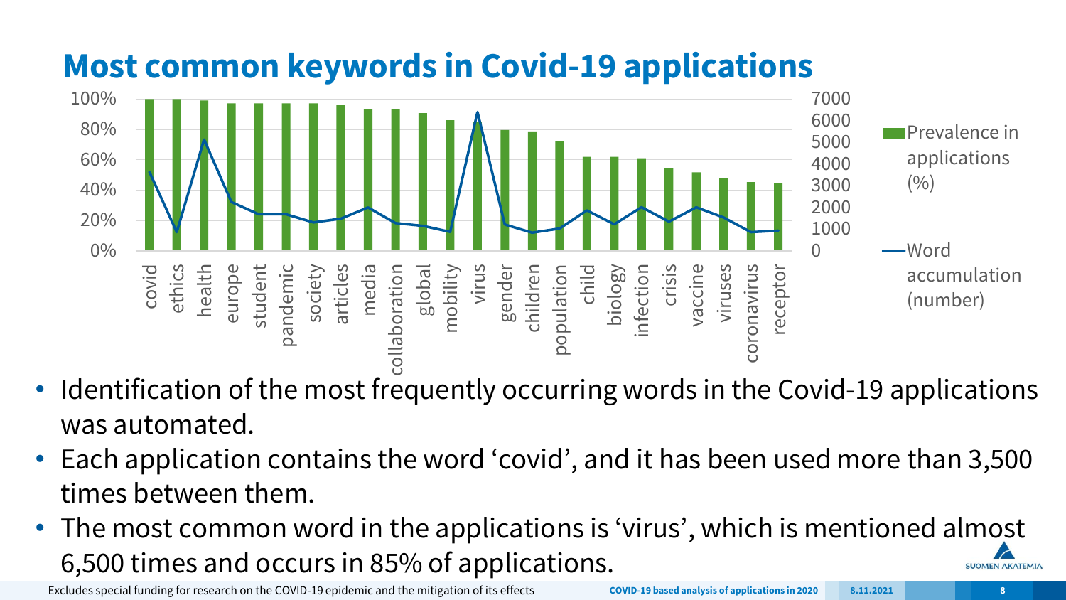# Most common keywords in Covid-19 applications

- Identification of the most frequently occurring words in the Covid-19 applications was automated.
- Each application contains the word 'covid', and it has been used more than 3,500 times between them.
- The most common word in the applications is 'virus', which is mentioned almost 6,500 times and occurs in 85% of applications.

Excludes special funding for research on the COVID-19 epidemic and the mitigation of its effects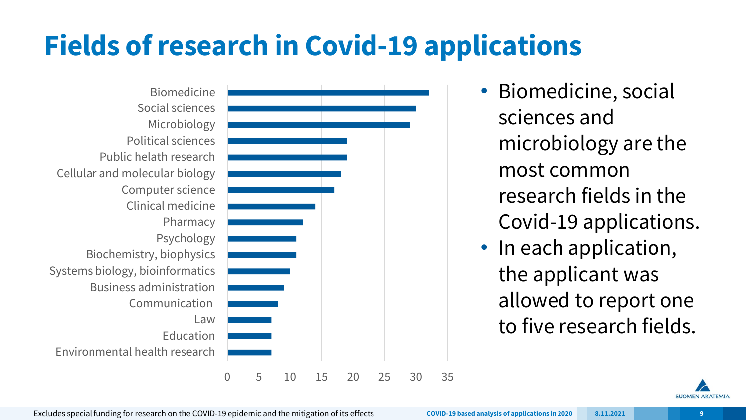# Fields of research in Covid-19 applications

| Field | Number of applications |
| --- | --- |
| Biomedicine | 32 |
| Social sciences | 30 |
| Microbiology | 29 |
| Political sciences | 19 |
| Public helath research | 19 |
| Cellular and molecular biology | 18 |
| Computer science | 17 |
| Clinical medicine | 14 |
| Pharmacy | 12 |
| Psychology | 11 |
| Biochemistry, biophysics | 11 |
| Systems biology, bioinformatics | 10 |
| Business administration | 9 |
| Communication | 8 |
| Law | 7 |
| Education | 7 |
| Environmental health research | 7 |

- Biomedicine, social sciences and microbiology are the most common research fields in the Covid-19 applications.
- In each application, the applicant was allowed to report one to five research fields.

Excludes special funding for research on the COVID-19 epidemic and the mitigation of its effects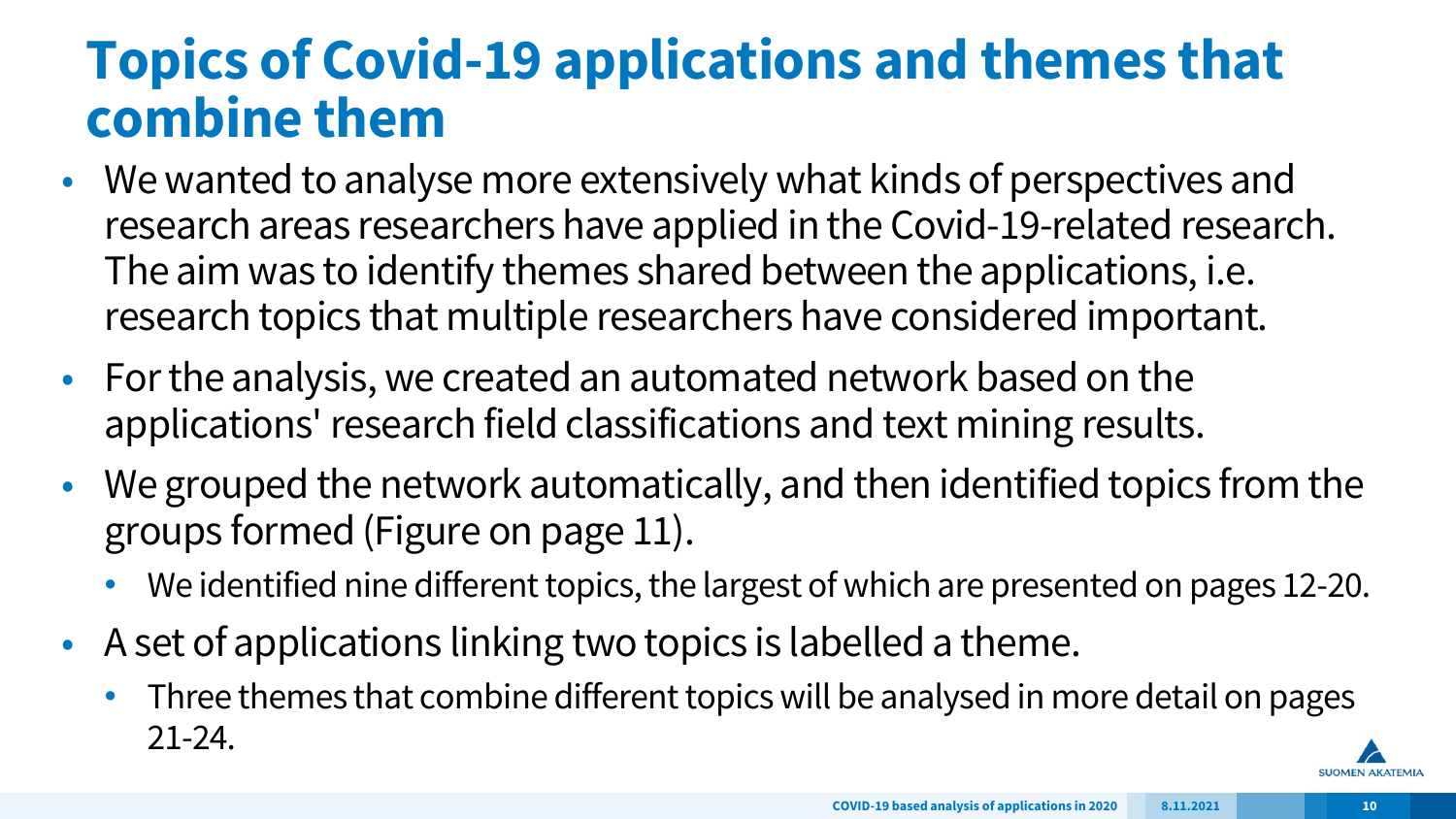# Topics of Covid-19 applications and themes that combine them

- We wanted to analyse more extensively what kinds of perspectives and research areas researchers have applied in the Covid-19-related research. The aim was to identify themes shared between the applications, i.e. research topics that multiple researchers have considered important.
- For the analysis, we created an automated network based on the applications' research field classifications and text mining results.
- We grouped the network automatically, and then identified topics from the groups formed (Figure on page 11).
  - We identified nine different topics, the largest of which are presented on pages 12-20.
- A set of applications linking two topics is labelled a theme.
  - Three themes that combine different topics will be analysed in more detail on pages 21-24.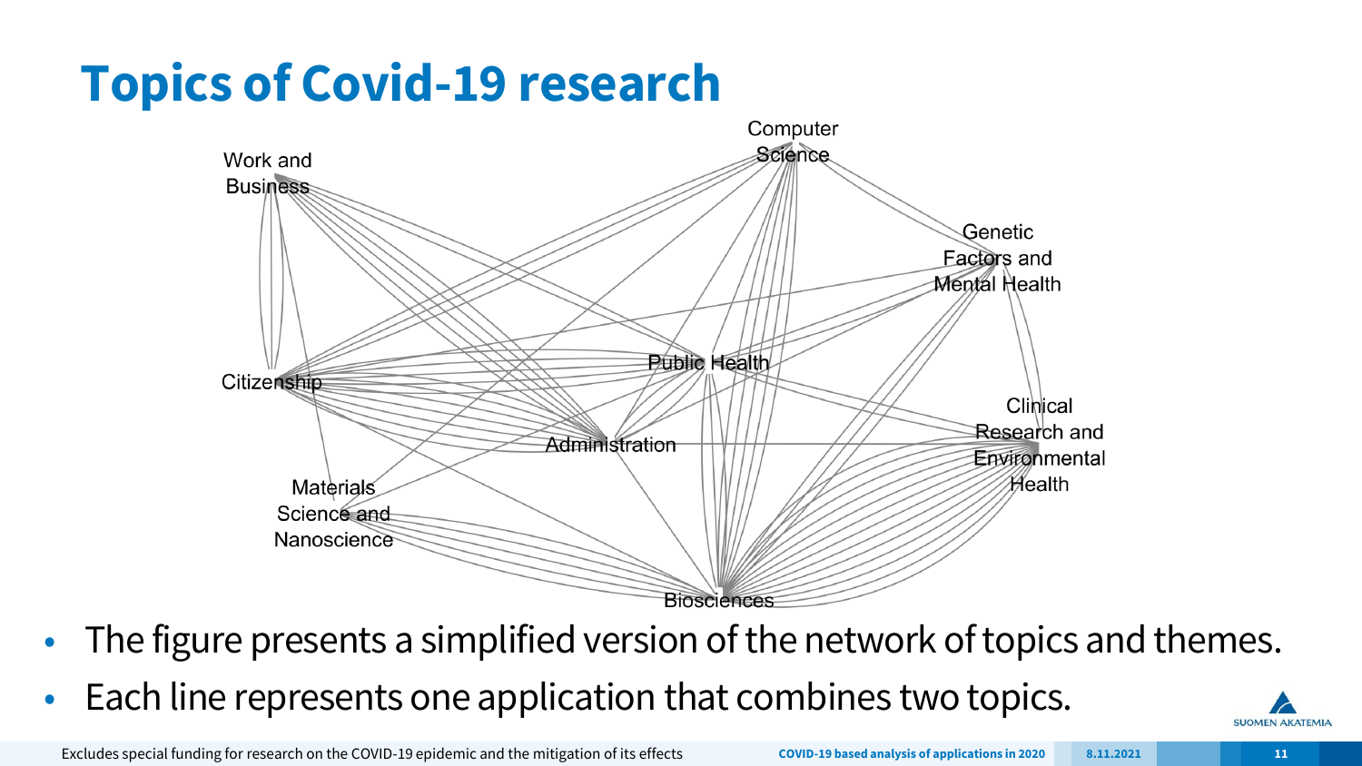# Topics of Covid-19 research

Work and Business

Computer Science

Genetic Factors and Mental Health

Citizenship

Public Health

Clinical Research and Environmental Health

Administration

Materials Science and Nanoscience

Biosciences

- The figure presents a simplified version of the network of topics and themes.
- Each line represents one application that combines two topics.

Excludes special funding for research on the COVID-19 epidemic and the mitigation of its effects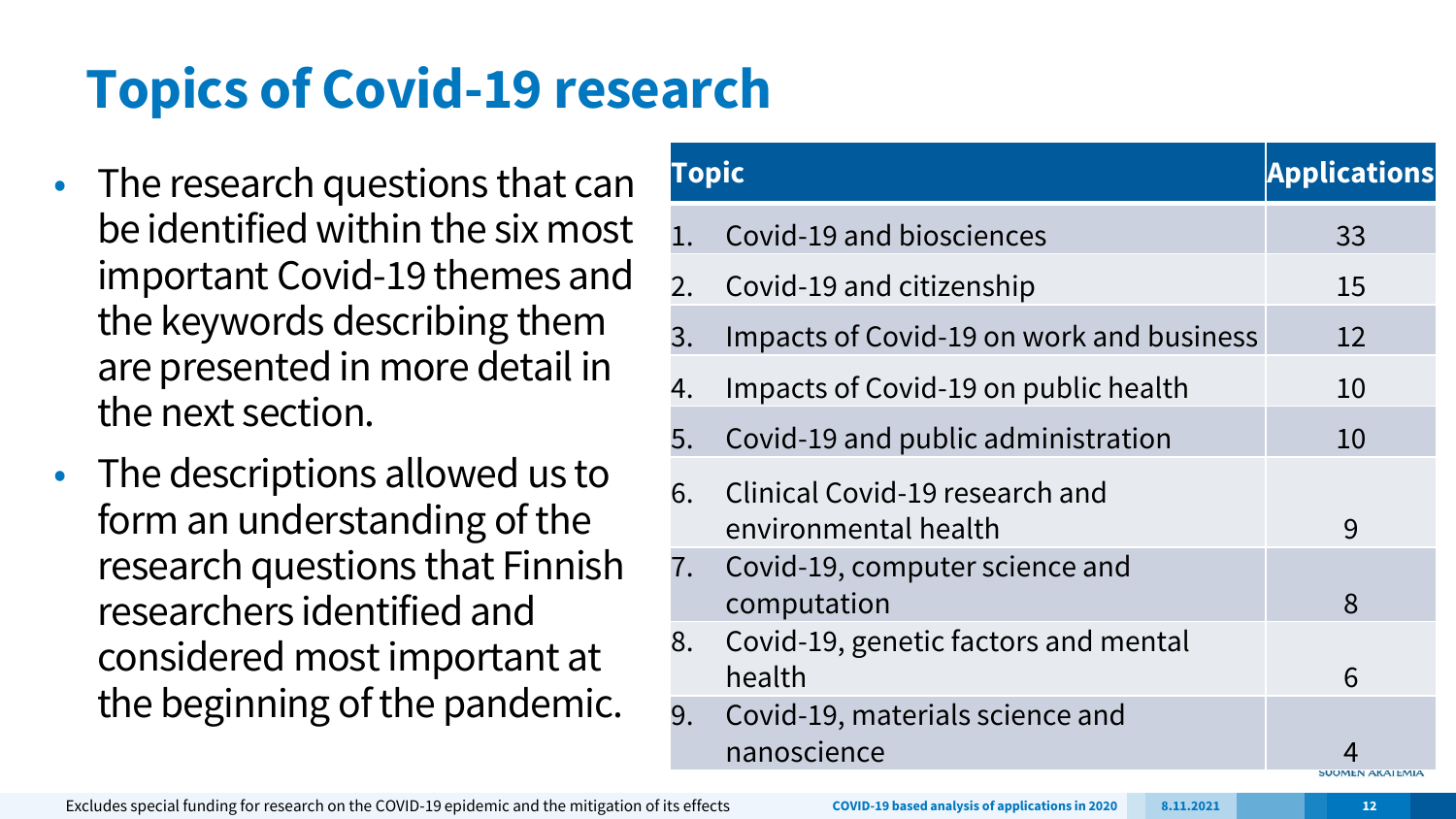# Topics of Covid-19 research

- The research questions that can be identified within the six most important Covid-19 themes and the keywords describing them are presented in more detail in the next section.
- The descriptions allowed us to form an understanding of the research questions that Finnish researchers identified and considered most important at the beginning of the pandemic.

| Topic | Applications |
|---|---|
| 1. Covid-19 and biosciences | 33 |
| 2. Covid-19 and citizenship | 15 |
| 3. Impacts of Covid-19 on work and business | 12 |
| 4. Impacts of Covid-19 on public health | 10 |
| 5. Covid-19 and public administration | 10 |
| 6. Clinical Covid-19 research and environmental health | 9 |
| 7. Covid-19, computer science and computation | 8 |
| 8. Covid-19, genetic factors and mental health | 6 |
| 9. Covid-19, materials science and nanoscience | 4 |

Excludes special funding for research on the COVID-19 epidemic and the mitigation of its effects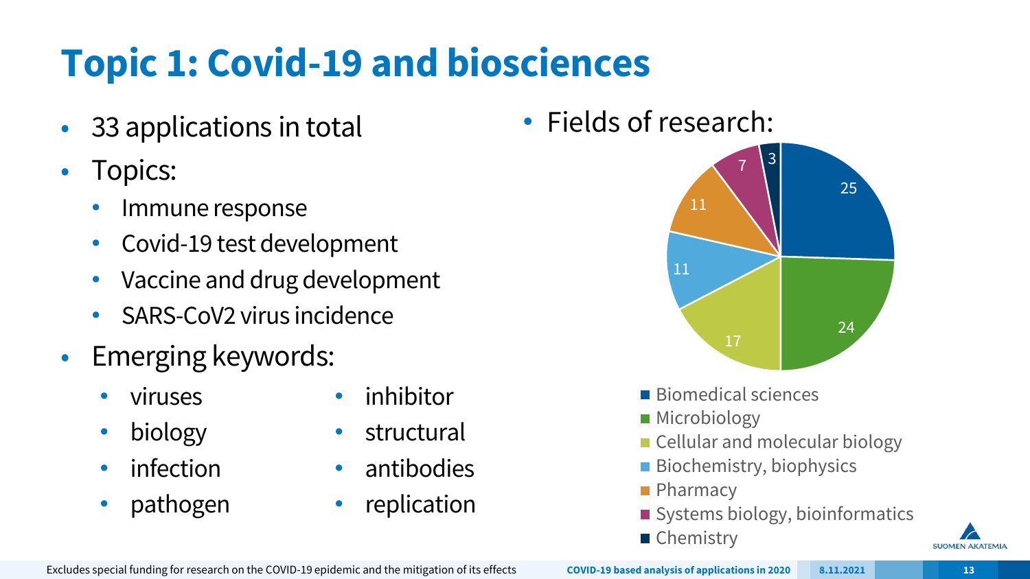# Topic 1: Covid-19 and biosciences

- 33 applications in total
- Topics:
  - Immune response
  - Covid-19 test development
  - Vaccine and drug development
  - SARS-CoV2 virus incidence
- Emerging keywords:
  - viruses
  - biology
  - infection
  - pathogen
  - inhibitor
  - structural
  - antibodies
  - replication

- Fields of research:

| Field | Value |
| --- | --- |
| Biomedical sciences | 25 |
| Microbiology | 24 |
| Cellular and molecular biology | 17 |
| Biochemistry, biophysics | 11 |
| Pharmacy | 11 |
| Systems biology, bioinformatics | 7 |
| Chemistry | 3 |

Excludes special funding for research on the COVID-19 epidemic and the mitigation of its effects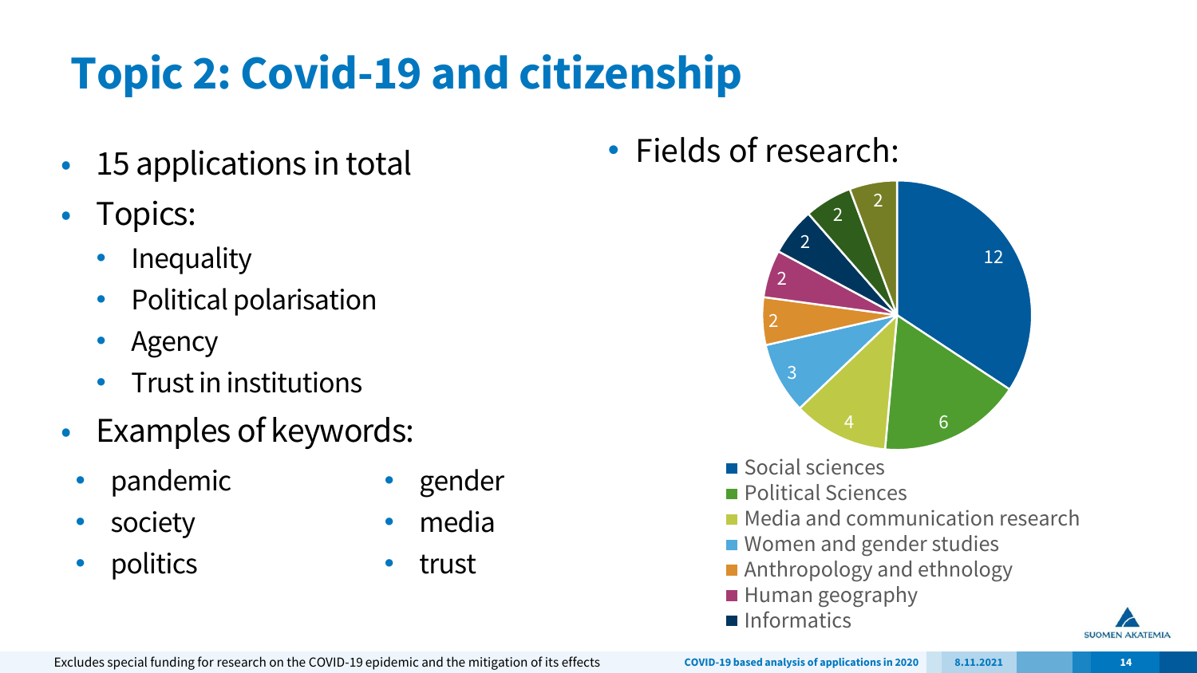# Topic 2: Covid-19 and citizenship

- 15 applications in total
- Topics:
  - Inequality
  - Political polarisation
  - Agency
  - Trust in institutions
- Examples of keywords:
  - pandemic
  - society
  - politics
  - gender
  - media
  - trust

- Fields of research:

| Field | Number |
| --- | --- |
| Social sciences | 12 |
| Political Sciences | 6 |
| Media and communication research | 4 |
| Women and gender studies | 3 |
| Anthropology and ethnology | 2 |
| Human geography | 2 |
| Informatics | 2 |
| (unlabelled) | 2 |
| (unlabelled) | 2 |

Excludes special funding for research on the COVID-19 epidemic and the mitigation of its effects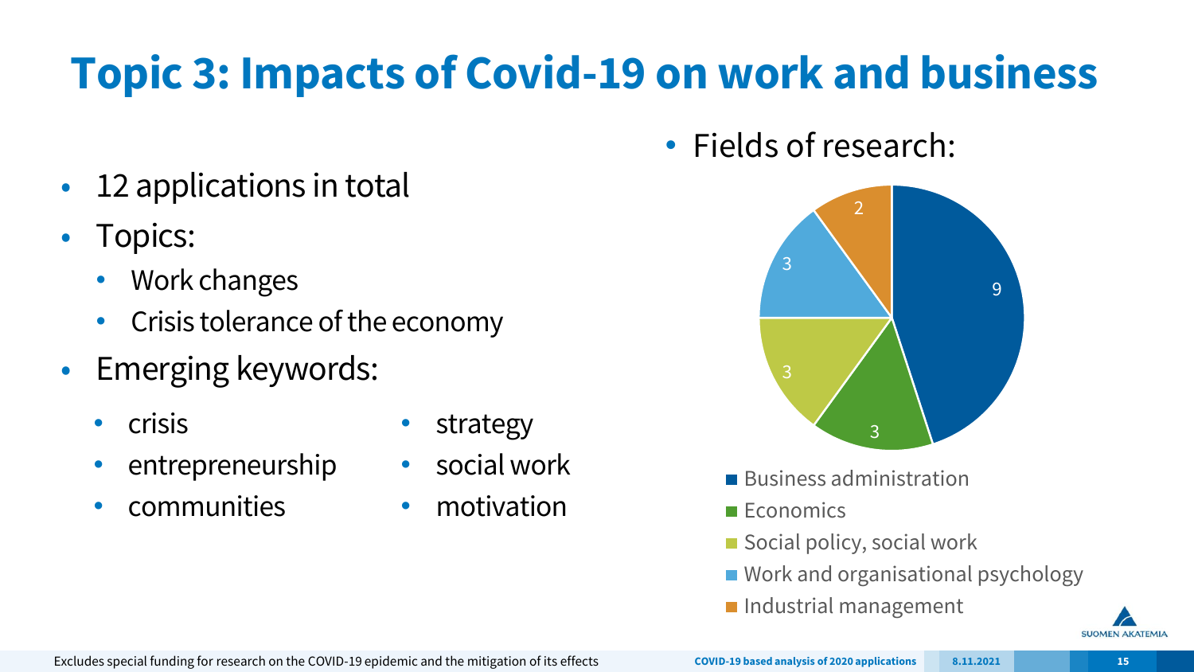# Topic 3: Impacts of Covid-19 on work and business

- 12 applications in total
- Topics:
  - Work changes
  - Crisis tolerance of the economy
- Emerging keywords:
  - crisis
  - entrepreneurship
  - communities
  - strategy
  - social work
  - motivation

- Fields of research:

| Field | Count |
|---|---|
| Business administration | 9 |
| Economics | 3 |
| Social policy, social work | 3 |
| Work and organisational psychology | 3 |
| Industrial management | 2 |

Excludes special funding for research on the COVID-19 epidemic and the mitigation of its effects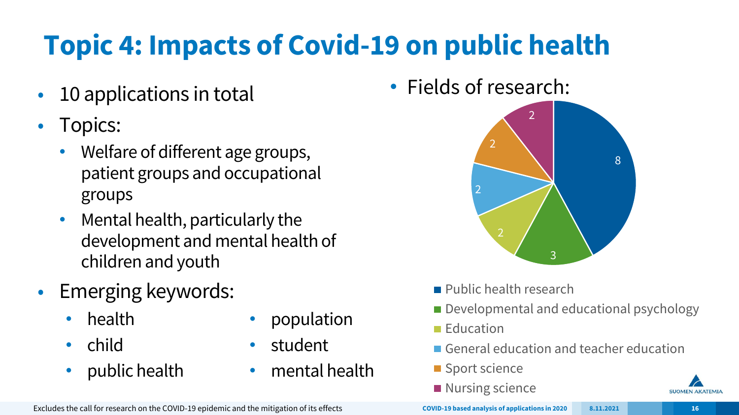# Topic 4: Impacts of Covid-19 on public health

- 10 applications in total
- Topics:
  - Welfare of different age groups, patient groups and occupational groups
  - Mental health, particularly the development and mental health of children and youth
- Emerging keywords:
  - health
  - child
  - public health
  - population
  - student
  - mental health

- Fields of research:

| Field | Count |
| --- | --- |
| Public health research | 8 |
| Developmental and educational psychology | 3 |
| Education | 2 |
| General education and teacher education | 2 |
| Sport science | 2 |
| Nursing science | 2 |

Excludes the call for research on the COVID-19 epidemic and the mitigation of its effects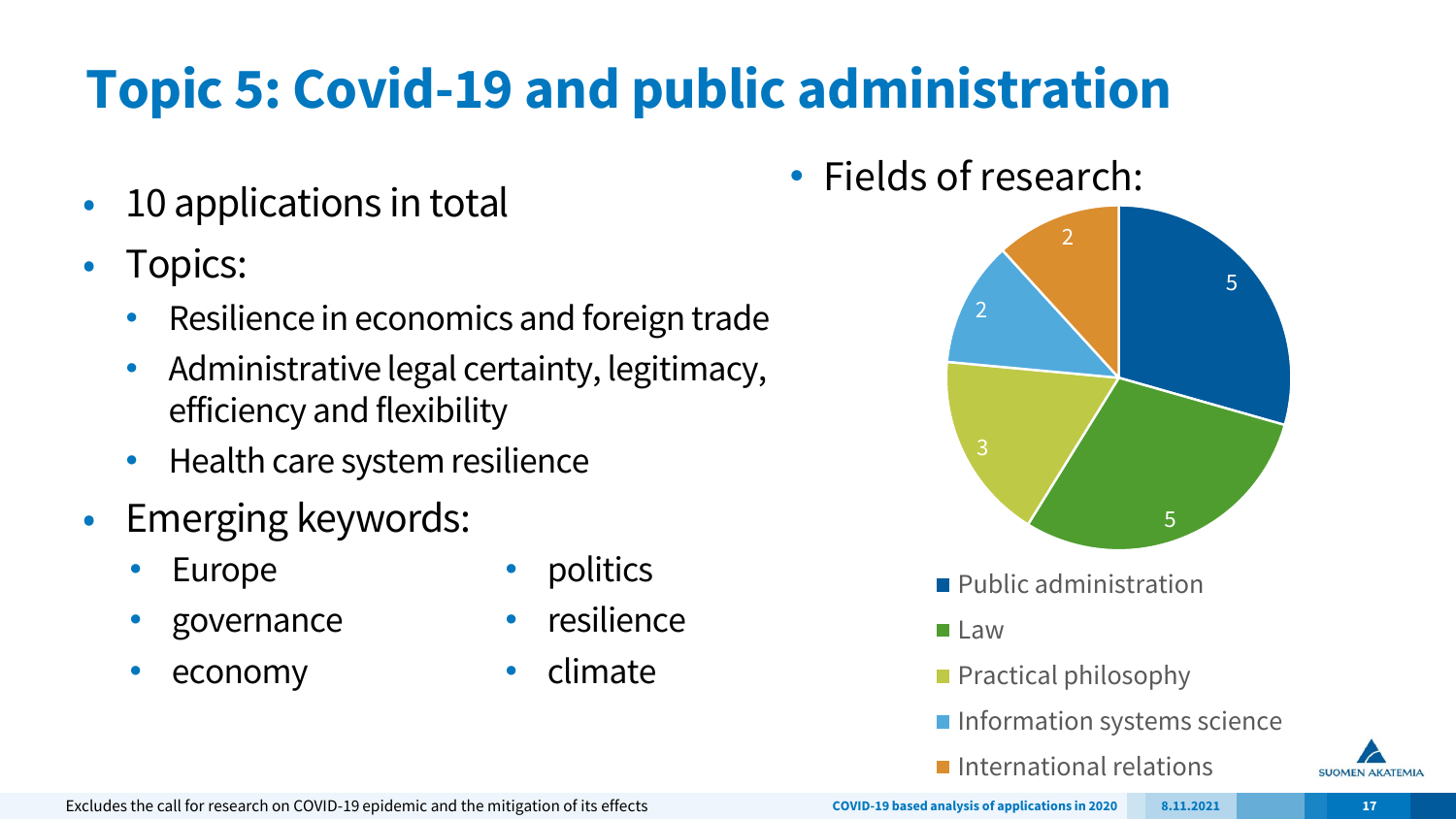# Topic 5: Covid-19 and public administration

- 10 applications in total
- Topics:
  - Resilience in economics and foreign trade
  - Administrative legal certainty, legitimacy, efficiency and flexibility
  - Health care system resilience
- Emerging keywords:
  - Europe
  - governance
  - economy
  - politics
  - resilience
  - climate

- Fields of research:

| Field | Count |
| --- | --- |
| Public administration | 5 |
| Law | 5 |
| Practical philosophy | 3 |
| Information systems science | 2 |
| International relations | 2 |

Excludes the call for research on COVID-19 epidemic and the mitigation of its effects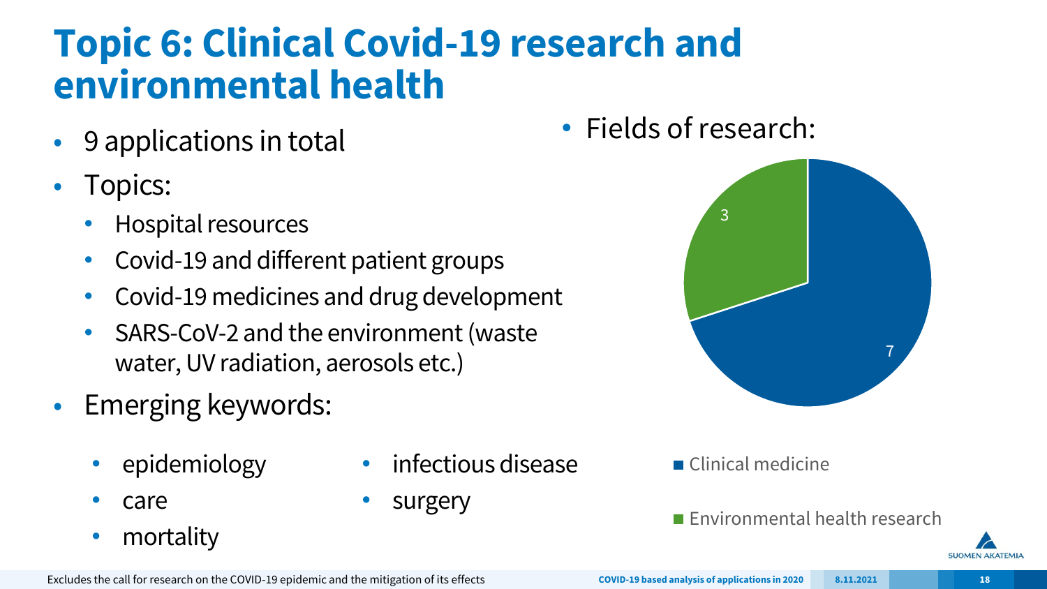# Topic 6: Clinical Covid-19 research and environmental health

- 9 applications in total
- Topics:
  - Hospital resources
  - Covid-19 and different patient groups
  - Covid-19 medicines and drug development
  - SARS-CoV-2 and the environment (waste water, UV radiation, aerosols etc.)
- Emerging keywords:
  - epidemiology
  - care
  - mortality
  - infectious disease
  - surgery

- Fields of research:

| Field | Applications |
| --- | --- |
| Clinical medicine | 7 |
| Environmental health research | 3 |

Excludes the call for research on the COVID-19 epidemic and the mitigation of its effects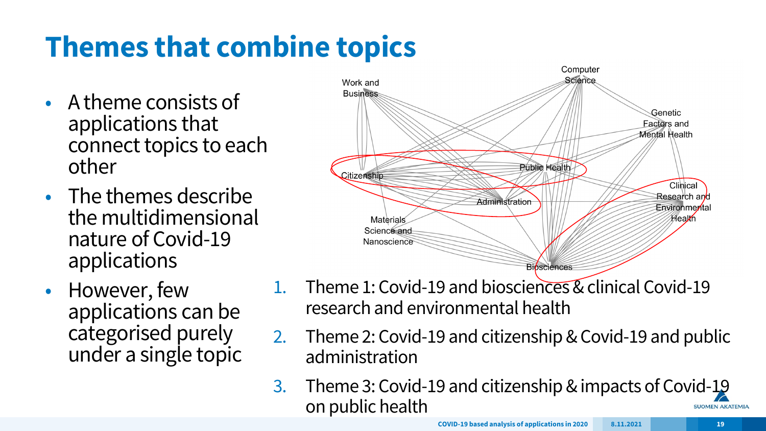# Themes that combine topics

- A theme consists of applications that connect topics to each other
- The themes describe the multidimensional nature of Covid-19 applications
- However, few applications can be categorised purely under a single topic

1. Theme 1: Covid-19 and biosciences & clinical Covid-19 research and environmental health
2. Theme 2: Covid-19 and citizenship & Covid-19 and public administration
3. Theme 3: Covid-19 and citizenship & impacts of Covid-19 on public health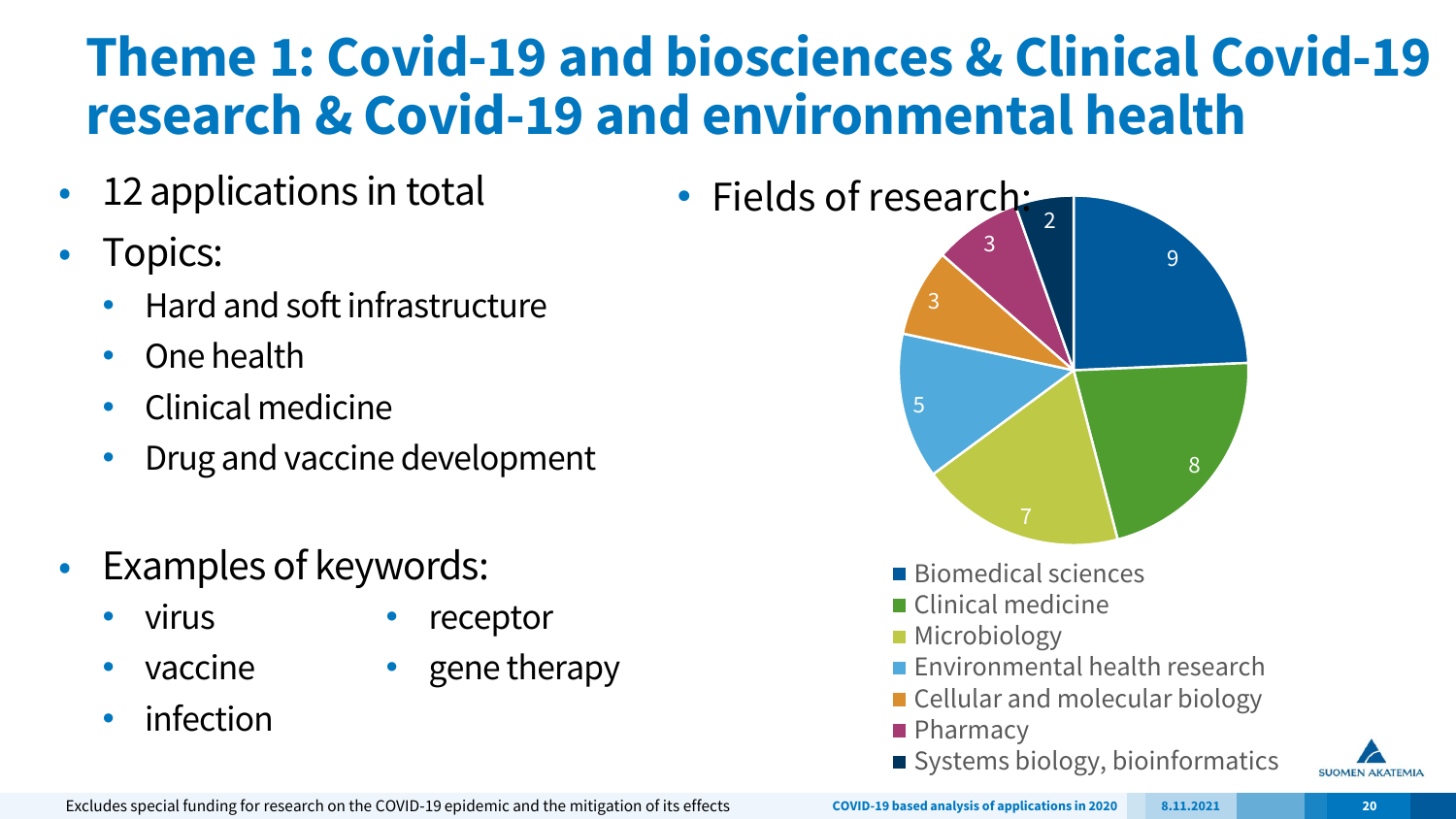# Theme 1: Covid-19 and biosciences & Clinical Covid-19 research & Covid-19 and environmental health

- 12 applications in total
- Topics:
  - Hard and soft infrastructure
  - One health
  - Clinical medicine
  - Drug and vaccine development
- Examples of keywords:
  - virus
  - vaccine
  - infection
  - receptor
  - gene therapy

- Fields of research:

| Field | Count |
| --- | --- |
| Biomedical sciences | 9 |
| Clinical medicine | 8 |
| Microbiology | 7 |
| Environmental health research | 5 |
| Cellular and molecular biology | 3 |
| Pharmacy | 3 |
| Systems biology, bioinformatics | 2 |

Excludes special funding for research on the COVID-19 epidemic and the mitigation of its effects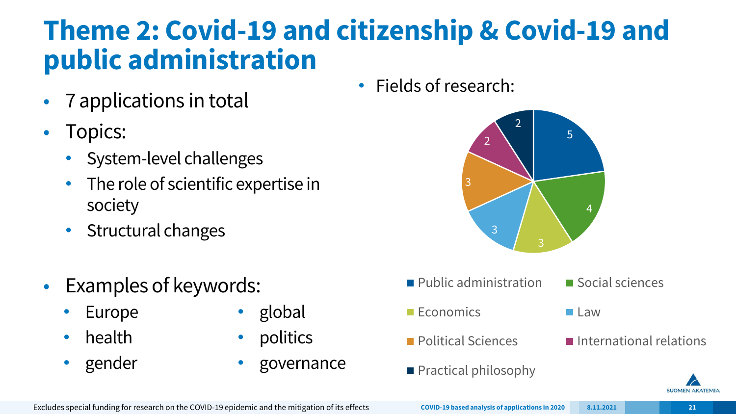# Theme 2: Covid-19 and citizenship & Covid-19 and public administration

- 7 applications in total
- Topics:
  - System-level challenges
  - The role of scientific expertise in society
  - Structural changes
- Examples of keywords:
  - Europe
  - health
  - gender
  - global
  - politics
  - governance

- Fields of research:

| Field | Count |
| --- | --- |
| Public administration | 5 |
| Social sciences | 4 |
| Economics | 3 |
| Law | 3 |
| Political Sciences | 3 |
| International relations | 2 |
| Practical philosophy | 2 |

Excludes special funding for research on the COVID-19 epidemic and the mitigation of its effects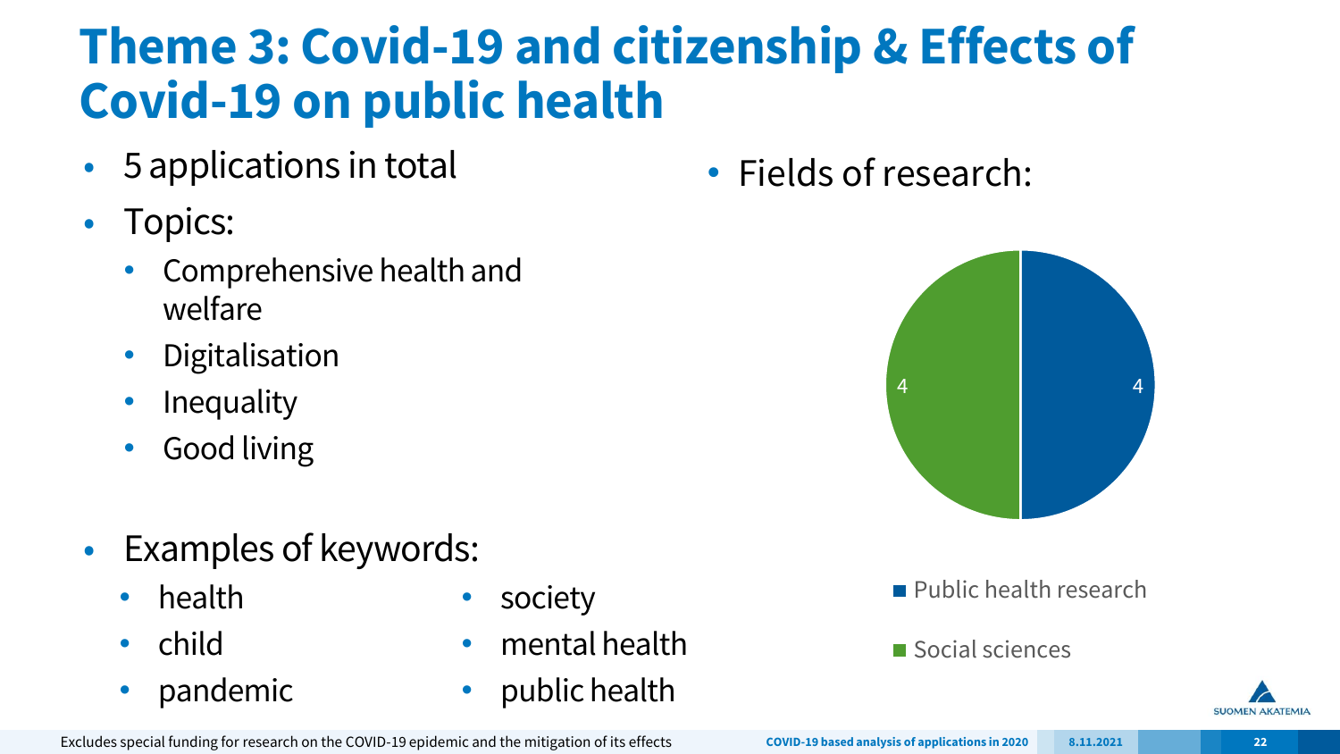# Theme 3: Covid-19 and citizenship & Effects of Covid-19 on public health

- 5 applications in total
- Topics:
  - Comprehensive health and welfare
  - Digitalisation
  - Inequality
  - Good living

- Examples of keywords:
  - health
  - child
  - pandemic
  - society
  - mental health
  - public health

- Fields of research:

| Field | Count |
|---|---|
| Public health research | 4 |
| Social sciences | 4 |

Excludes special funding for research on the COVID-19 epidemic and the mitigation of its effects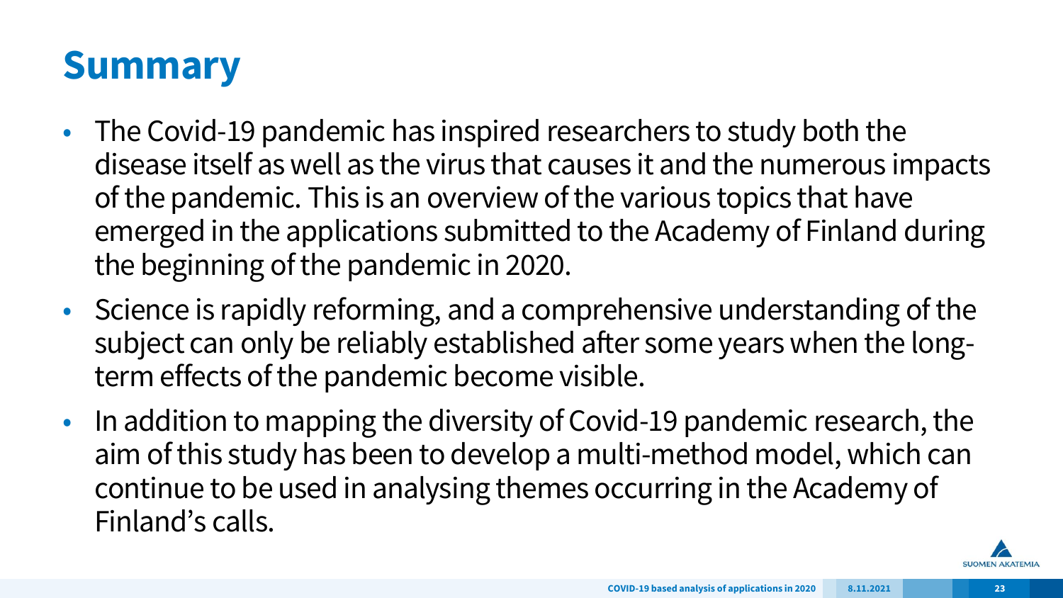# Summary

- The Covid-19 pandemic has inspired researchers to study both the disease itself as well as the virus that causes it and the numerous impacts of the pandemic. This is an overview of the various topics that have emerged in the applications submitted to the Academy of Finland during the beginning of the pandemic in 2020.
- Science is rapidly reforming, and a comprehensive understanding of the subject can only be reliably established after some years when the long-term effects of the pandemic become visible.
- In addition to mapping the diversity of Covid-19 pandemic research, the aim of this study has been to develop a multi-method model, which can continue to be used in analysing themes occurring in the Academy of Finland's calls.